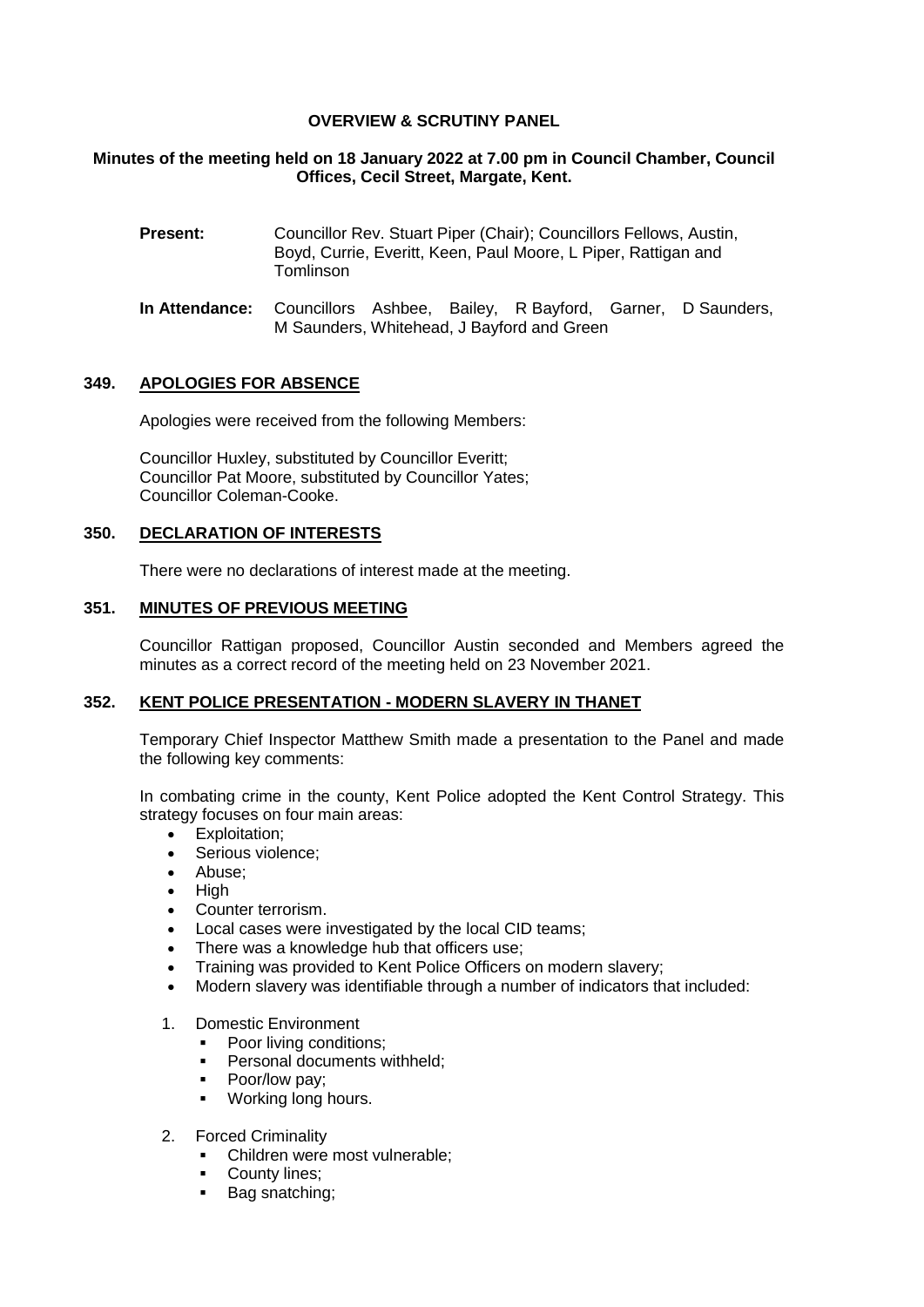**OVERVIEW & SCRUTINY PANEL**

**Minutes of the meeting held on 18 January 2022 at 7.00 pm in Council Chamber, Council Offices, Cecil Street, Margate, Kent.**

**Present:** Councillor Rev. Stuart Piper (Chair); Councillors Fellows, Austin, Boyd, Currie, Everitt, Keen, Paul Moore, L Piper, Rattigan and Tomlinson

**In Attendance:** Councillors Ashbee, Bailey, R Bayford, Garner, D Saunders, M Saunders, Whitehead, J Bayford and Green

## 349. APOLOGIES FOR ABSENCE

Apologies were received from the following Members:

Councillor Huxley, substituted by Councillor Everitt;
Councillor Pat Moore, substituted by Councillor Yates;
Councillor Coleman-Cooke.

## 350. DECLARATION OF INTERESTS

There were no declarations of interest made at the meeting.

## 351. MINUTES OF PREVIOUS MEETING

Councillor Rattigan proposed, Councillor Austin seconded and Members agreed the minutes as a correct record of the meeting held on 23 November 2021.

## 352. KENT POLICE PRESENTATION - MODERN SLAVERY IN THANET

Temporary Chief Inspector Matthew Smith made a presentation to the Panel and made the following key comments:

In combating crime in the county, Kent Police adopted the Kent Control Strategy. This strategy focuses on four main areas:

- Exploitation;
- Serious violence;
- Abuse;
- High
- Counter terrorism.
- Local cases were investigated by the local CID teams;
- There was a knowledge hub that officers use;
- Training was provided to Kent Police Officers on modern slavery;
- Modern slavery was identifiable through a number of indicators that included:

1. Domestic Environment
   - Poor living conditions;
   - Personal documents withheld;
   - Poor/low pay;
   - Working long hours.

2. Forced Criminality
   - Children were most vulnerable;
   - County lines;
   - Bag snatching;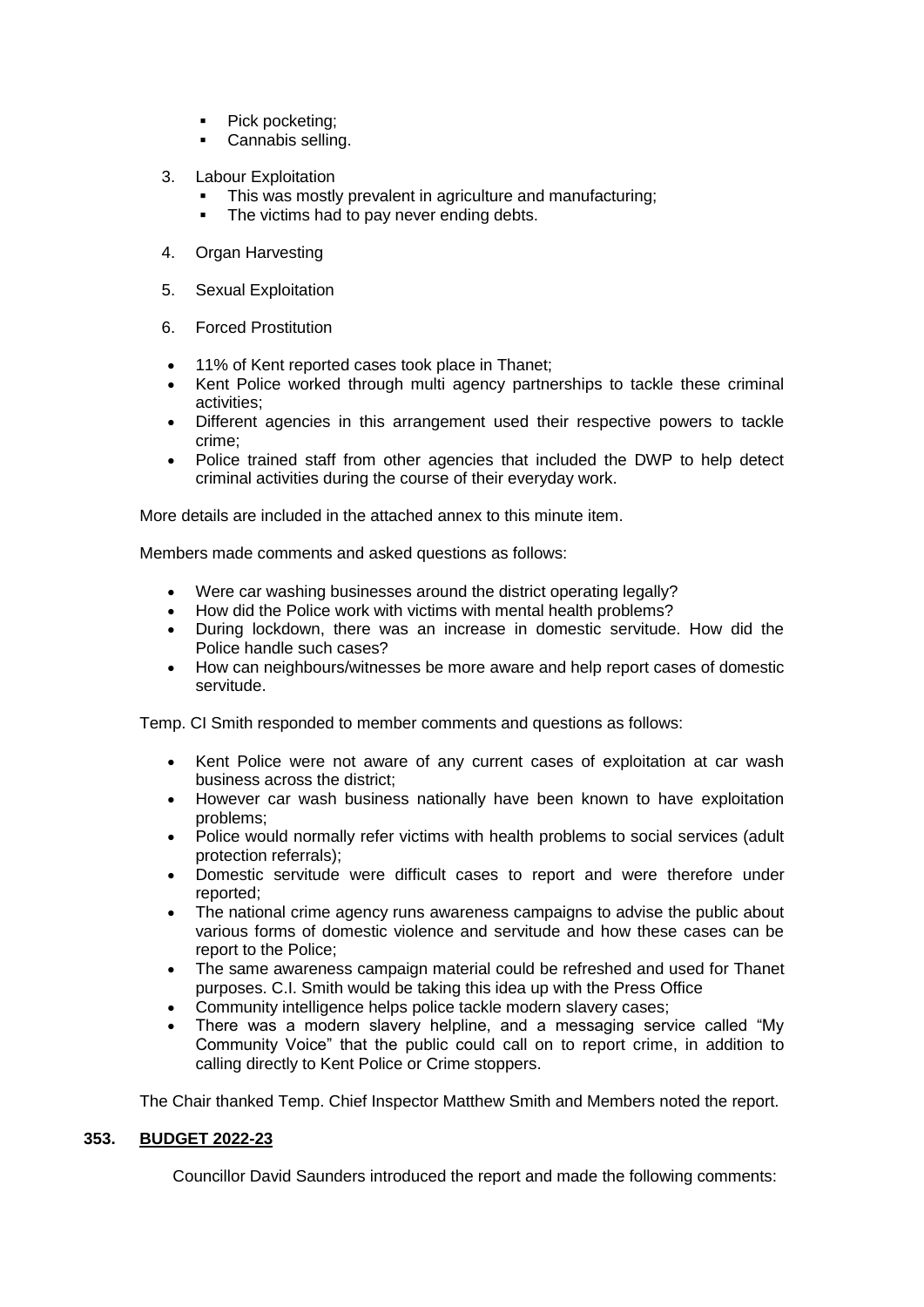- Pick pocketing;
- Cannabis selling.

3. Labour Exploitation
   - This was mostly prevalent in agriculture and manufacturing;
   - The victims had to pay never ending debts.

4. Organ Harvesting

5. Sexual Exploitation

6. Forced Prostitution

- 11% of Kent reported cases took place in Thanet;
- Kent Police worked through multi agency partnerships to tackle these criminal activities;
- Different agencies in this arrangement used their respective powers to tackle crime;
- Police trained staff from other agencies that included the DWP to help detect criminal activities during the course of their everyday work.

More details are included in the attached annex to this minute item.

Members made comments and asked questions as follows:

- Were car washing businesses around the district operating legally?
- How did the Police work with victims with mental health problems?
- During lockdown, there was an increase in domestic servitude. How did the Police handle such cases?
- How can neighbours/witnesses be more aware and help report cases of domestic servitude.

Temp. CI Smith responded to member comments and questions as follows:

- Kent Police were not aware of any current cases of exploitation at car wash business across the district;
- However car wash business nationally have been known to have exploitation problems;
- Police would normally refer victims with health problems to social services (adult protection referrals);
- Domestic servitude were difficult cases to report and were therefore under reported;
- The national crime agency runs awareness campaigns to advise the public about various forms of domestic violence and servitude and how these cases can be report to the Police;
- The same awareness campaign material could be refreshed and used for Thanet purposes. C.I. Smith would be taking this idea up with the Press Office
- Community intelligence helps police tackle modern slavery cases;
- There was a modern slavery helpline, and a messaging service called "My Community Voice" that the public could call on to report crime, in addition to calling directly to Kent Police or Crime stoppers.

The Chair thanked Temp. Chief Inspector Matthew Smith and Members noted the report.

## 353. BUDGET 2022-23

Councillor David Saunders introduced the report and made the following comments: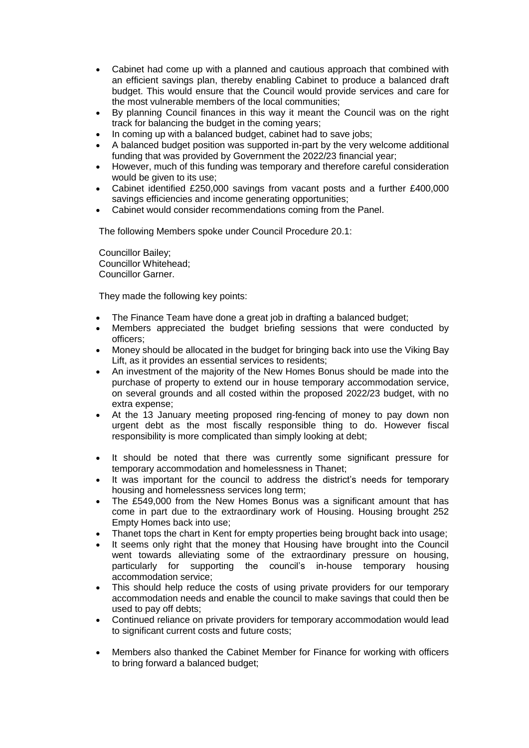- Cabinet had come up with a planned and cautious approach that combined with an efficient savings plan, thereby enabling Cabinet to produce a balanced draft budget. This would ensure that the Council would provide services and care for the most vulnerable members of the local communities;
- By planning Council finances in this way it meant the Council was on the right track for balancing the budget in the coming years;
- In coming up with a balanced budget, cabinet had to save jobs;
- A balanced budget position was supported in-part by the very welcome additional funding that was provided by Government the 2022/23 financial year;
- However, much of this funding was temporary and therefore careful consideration would be given to its use;
- Cabinet identified £250,000 savings from vacant posts and a further £400,000 savings efficiencies and income generating opportunities;
- Cabinet would consider recommendations coming from the Panel.

The following Members spoke under Council Procedure 20.1:

Councillor Bailey;
Councillor Whitehead;
Councillor Garner.

They made the following key points:

- The Finance Team have done a great job in drafting a balanced budget;
- Members appreciated the budget briefing sessions that were conducted by officers;
- Money should be allocated in the budget for bringing back into use the Viking Bay Lift, as it provides an essential services to residents;
- An investment of the majority of the New Homes Bonus should be made into the purchase of property to extend our in house temporary accommodation service, on several grounds and all costed within the proposed 2022/23 budget, with no extra expense;
- At the 13 January meeting proposed ring-fencing of money to pay down non urgent debt as the most fiscally responsible thing to do. However fiscal responsibility is more complicated than simply looking at debt;

- It should be noted that there was currently some significant pressure for temporary accommodation and homelessness in Thanet;
- It was important for the council to address the district's needs for temporary housing and homelessness services long term;
- The £549,000 from the New Homes Bonus was a significant amount that has come in part due to the extraordinary work of Housing. Housing brought 252 Empty Homes back into use;
- Thanet tops the chart in Kent for empty properties being brought back into usage;
- It seems only right that the money that Housing have brought into the Council went towards alleviating some of the extraordinary pressure on housing, particularly for supporting the council's in-house temporary housing accommodation service;
- This should help reduce the costs of using private providers for our temporary accommodation needs and enable the council to make savings that could then be used to pay off debts;
- Continued reliance on private providers for temporary accommodation would lead to significant current costs and future costs;

- Members also thanked the Cabinet Member for Finance for working with officers to bring forward a balanced budget;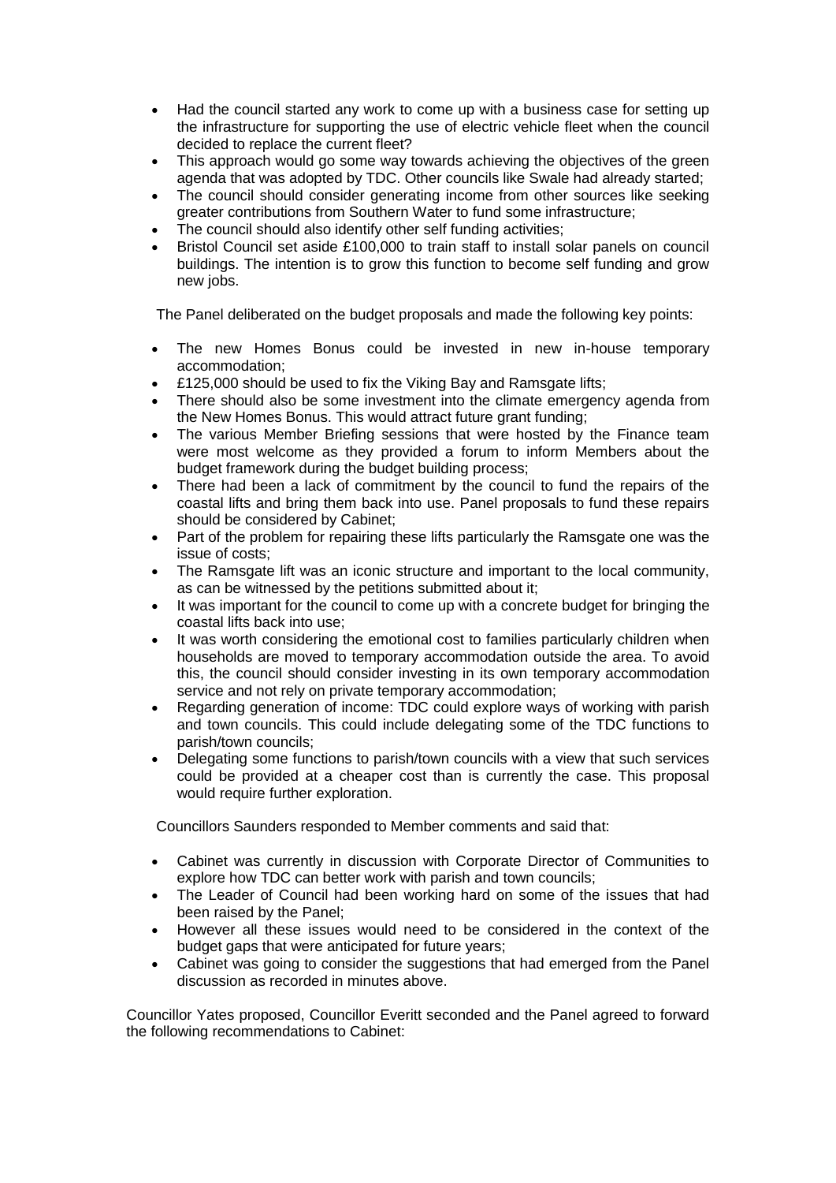- Had the council started any work to come up with a business case for setting up the infrastructure for supporting the use of electric vehicle fleet when the council decided to replace the current fleet?
- This approach would go some way towards achieving the objectives of the green agenda that was adopted by TDC. Other councils like Swale had already started;
- The council should consider generating income from other sources like seeking greater contributions from Southern Water to fund some infrastructure;
- The council should also identify other self funding activities;
- Bristol Council set aside £100,000 to train staff to install solar panels on council buildings. The intention is to grow this function to become self funding and grow new jobs.

The Panel deliberated on the budget proposals and made the following key points:

- The new Homes Bonus could be invested in new in-house temporary accommodation;
- £125,000 should be used to fix the Viking Bay and Ramsgate lifts;
- There should also be some investment into the climate emergency agenda from the New Homes Bonus. This would attract future grant funding;
- The various Member Briefing sessions that were hosted by the Finance team were most welcome as they provided a forum to inform Members about the budget framework during the budget building process;
- There had been a lack of commitment by the council to fund the repairs of the coastal lifts and bring them back into use. Panel proposals to fund these repairs should be considered by Cabinet;
- Part of the problem for repairing these lifts particularly the Ramsgate one was the issue of costs;
- The Ramsgate lift was an iconic structure and important to the local community, as can be witnessed by the petitions submitted about it;
- It was important for the council to come up with a concrete budget for bringing the coastal lifts back into use;
- It was worth considering the emotional cost to families particularly children when households are moved to temporary accommodation outside the area. To avoid this, the council should consider investing in its own temporary accommodation service and not rely on private temporary accommodation;
- Regarding generation of income: TDC could explore ways of working with parish and town councils. This could include delegating some of the TDC functions to parish/town councils;
- Delegating some functions to parish/town councils with a view that such services could be provided at a cheaper cost than is currently the case. This proposal would require further exploration.

Councillors Saunders responded to Member comments and said that:

- Cabinet was currently in discussion with Corporate Director of Communities to explore how TDC can better work with parish and town councils;
- The Leader of Council had been working hard on some of the issues that had been raised by the Panel;
- However all these issues would need to be considered in the context of the budget gaps that were anticipated for future years;
- Cabinet was going to consider the suggestions that had emerged from the Panel discussion as recorded in minutes above.

Councillor Yates proposed, Councillor Everitt seconded and the Panel agreed to forward the following recommendations to Cabinet: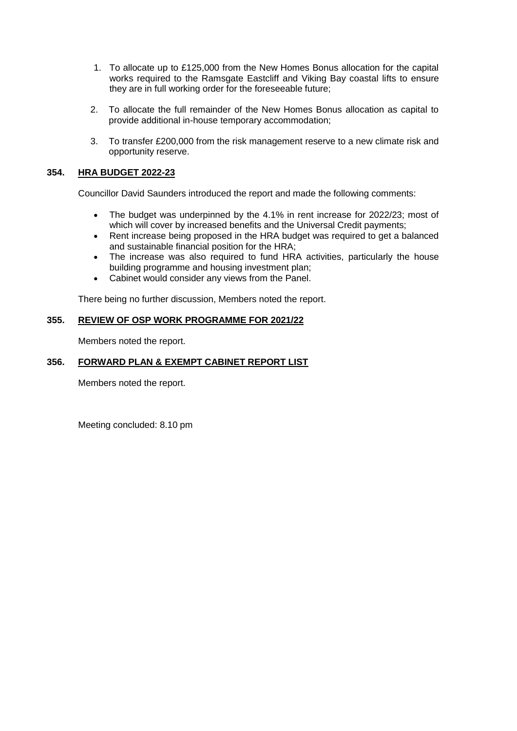1. To allocate up to £125,000 from the New Homes Bonus allocation for the capital works required to the Ramsgate Eastcliff and Viking Bay coastal lifts to ensure they are in full working order for the foreseeable future;
2. To allocate the full remainder of the New Homes Bonus allocation as capital to provide additional in-house temporary accommodation;
3. To transfer £200,000 from the risk management reserve to a new climate risk and opportunity reserve.

## 354. HRA BUDGET 2022-23

Councillor David Saunders introduced the report and made the following comments:

- The budget was underpinned by the 4.1% in rent increase for 2022/23; most of which will cover by increased benefits and the Universal Credit payments;
- Rent increase being proposed in the HRA budget was required to get a balanced and sustainable financial position for the HRA;
- The increase was also required to fund HRA activities, particularly the house building programme and housing investment plan;
- Cabinet would consider any views from the Panel.

There being no further discussion, Members noted the report.

## 355. REVIEW OF OSP WORK PROGRAMME FOR 2021/22

Members noted the report.

## 356. FORWARD PLAN & EXEMPT CABINET REPORT LIST

Members noted the report.

Meeting concluded: 8.10 pm